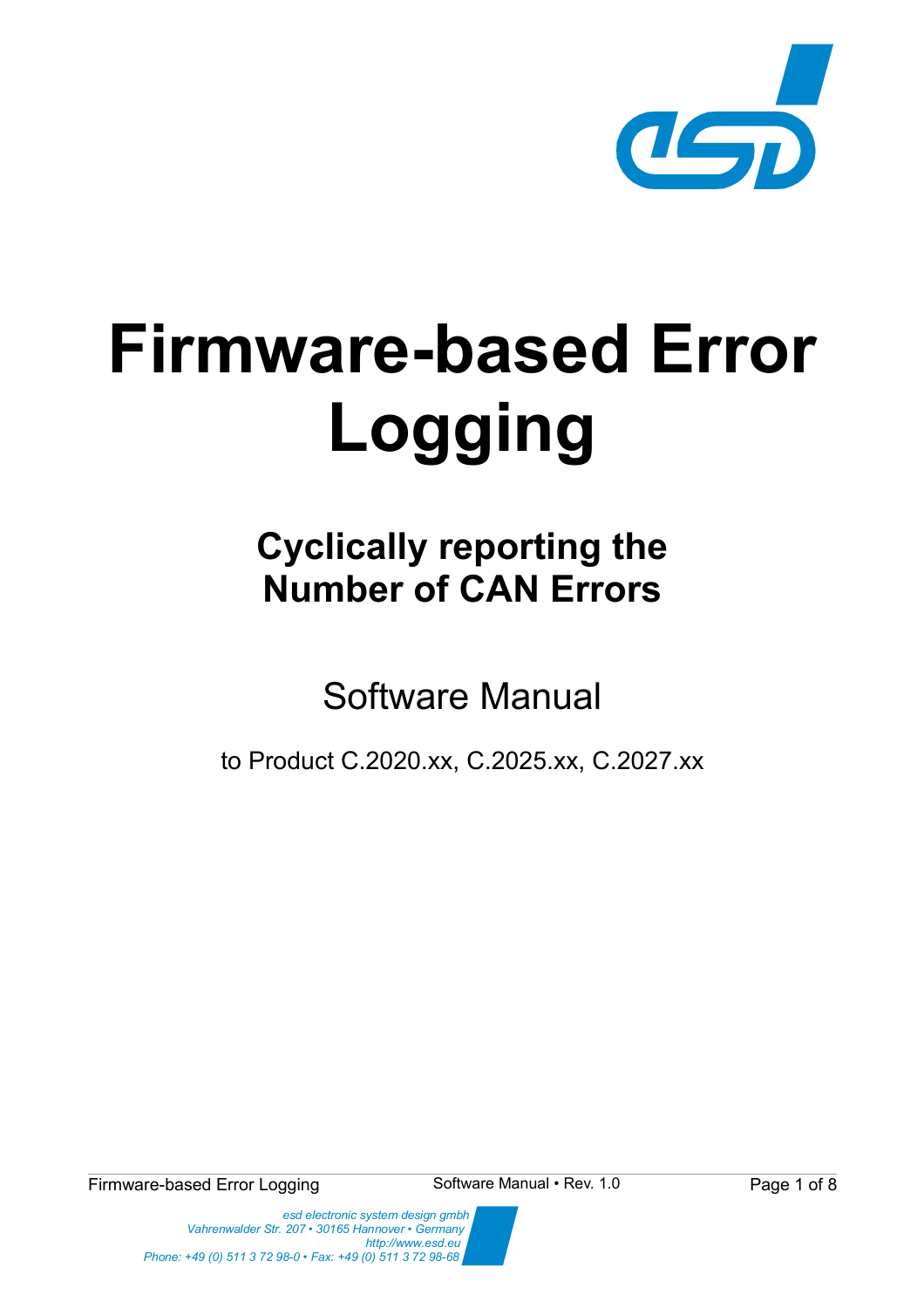# Firmware-based Error Logging

## Cyclically reporting the Number of CAN Errors

Software Manual

to Product C.2020.xx, C.2025.xx, C.2027.xx

*esd electronic system design gmbh*
*Vahrenwalder Str. 207 • 30165 Hannover • Germany*
*http://www.esd.eu*
*Phone: +49 (0) 511 3 72 98-0 • Fax: +49 (0) 511 3 72 98-68*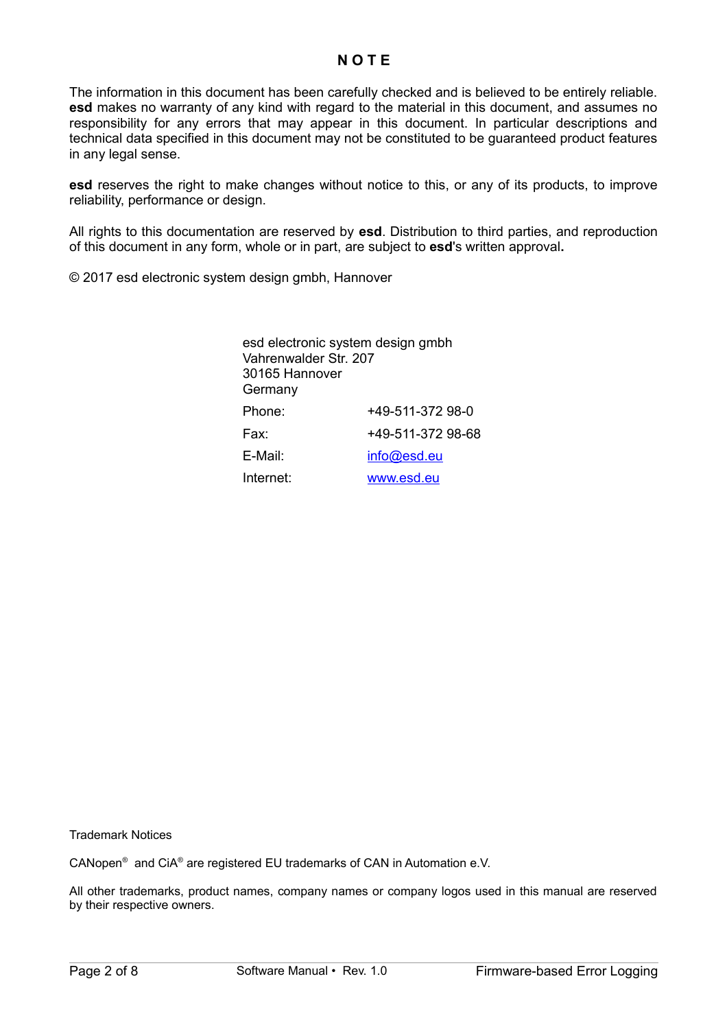# N O T E

The information in this document has been carefully checked and is believed to be entirely reliable. **esd** makes no warranty of any kind with regard to the material in this document, and assumes no responsibility for any errors that may appear in this document. In particular descriptions and technical data specified in this document may not be constituted to be guaranteed product features in any legal sense.

**esd** reserves the right to make changes without notice to this, or any of its products, to improve reliability, performance or design.

All rights to this documentation are reserved by **esd**. Distribution to third parties, and reproduction of this document in any form, whole or in part, are subject to **esd**'s written approval**.**

© 2017 esd electronic system design gmbh, Hannover

esd electronic system design gmbh
Vahrenwalder Str. 207
30165 Hannover
Germany

| | |
|---|---|
| Phone: | +49-511-372 98-0 |
| Fax: | +49-511-372 98-68 |
| E-Mail: | info@esd.eu |
| Internet: | www.esd.eu |

Trademark Notices

CANopen® and CiA® are registered EU trademarks of CAN in Automation e.V.

All other trademarks, product names, company names or company logos used in this manual are reserved by their respective owners.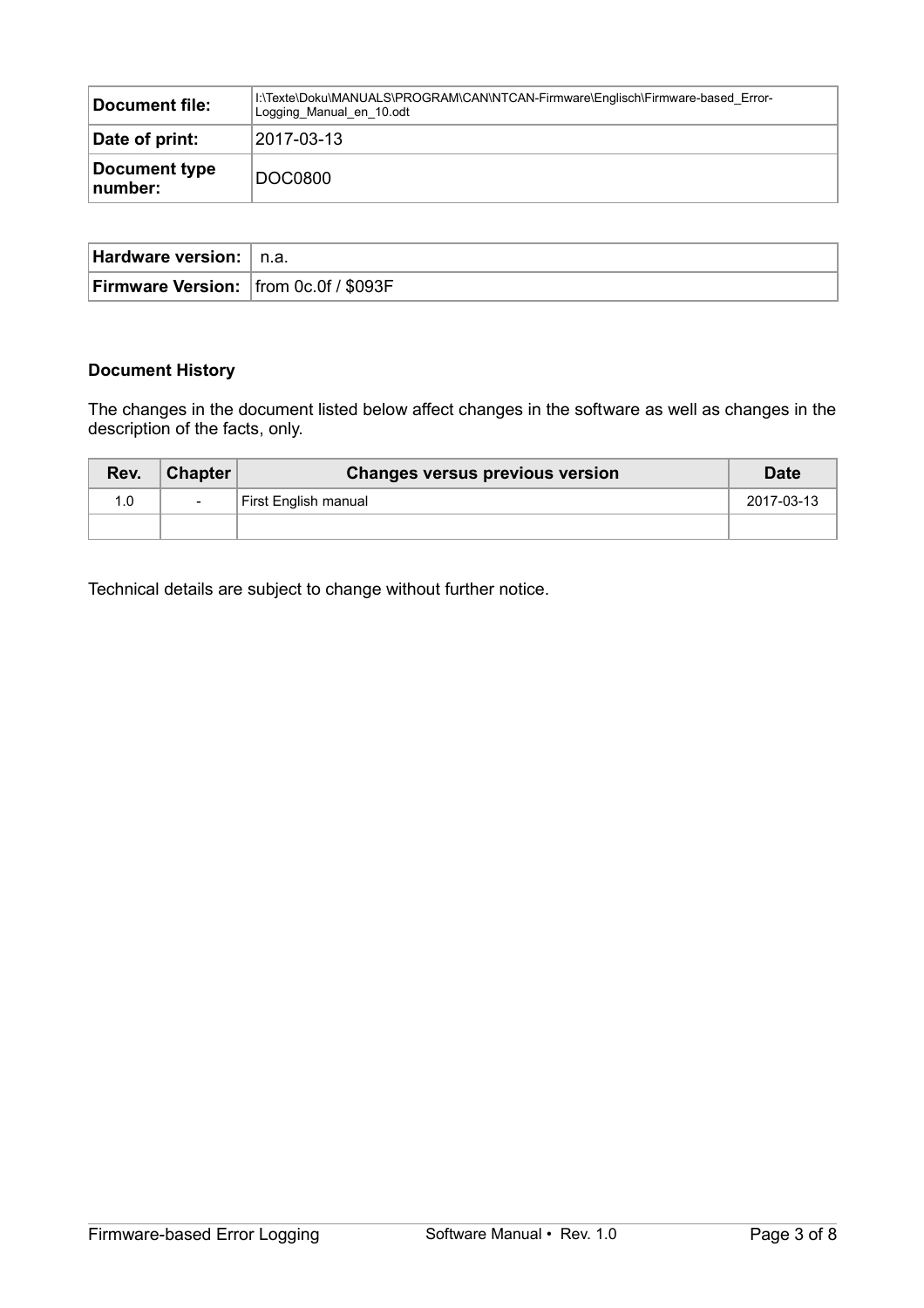| Document file: | I:\Texte\Doku\MANUALS\PROGRAM\CAN\NTCAN-Firmware\Englisch\Firmware-based_Error-Logging_Manual_en_10.odt |
|---|---|
| Date of print: | 2017-03-13 |
| Document type number: | DOC0800 |

| Hardware version: | n.a. |
|---|---|
| Firmware Version: | from 0c.0f / $093F |

**Document History**

The changes in the document listed below affect changes in the software as well as changes in the description of the facts, only.

| Rev. | Chapter | Changes versus previous version | Date |
|---|---|---|---|
| 1.0 | - | First English manual | 2017-03-13 |
| | | | |

Technical details are subject to change without further notice.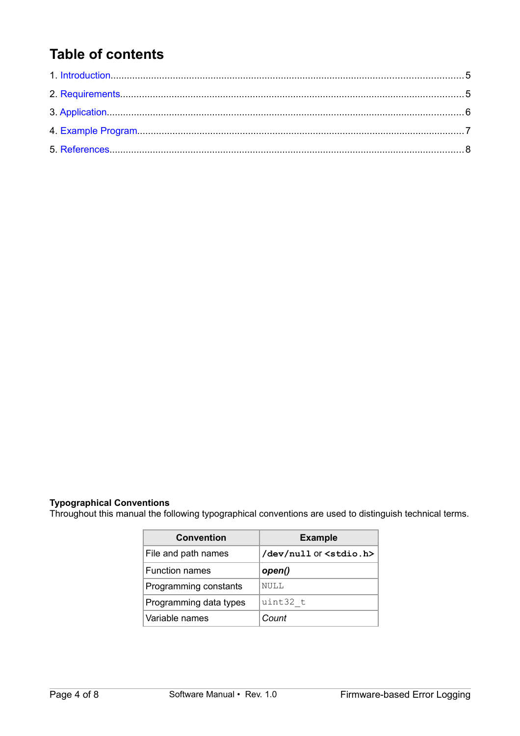# Table of contents

1. Introduction.......................................................................................................................5
2. Requirements.....................................................................................................................5
3. Application.........................................................................................................................6
4. Example Program..............................................................................................................7
5. References.........................................................................................................................8

**Typographical Conventions**
Throughout this manual the following typographical conventions are used to distinguish technical terms.

| Convention | Example |
|---|---|
| File and path names | **`/dev/null`** or **`<stdio.h>`** |
| Function names | ***open()*** |
| Programming constants | `NULL` |
| Programming data types | `uint32_t` |
| Variable names | *Count* |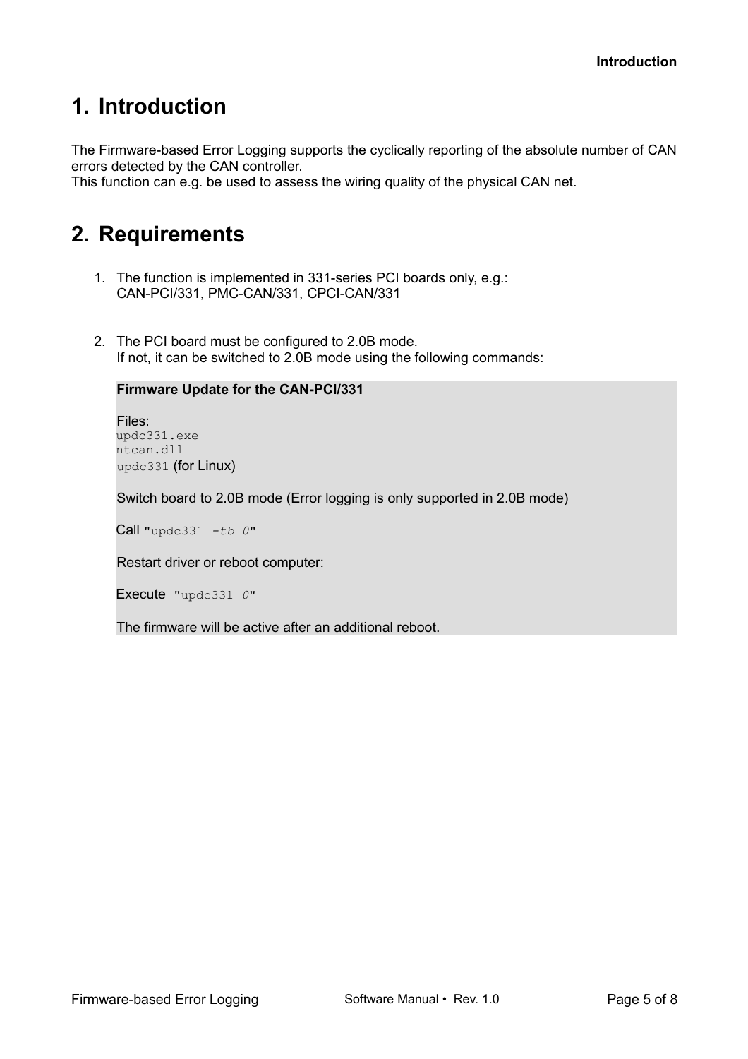# 1. Introduction

The Firmware-based Error Logging supports the cyclically reporting of the absolute number of CAN errors detected by the CAN controller.
This function can e.g. be used to assess the wiring quality of the physical CAN net.

# 2. Requirements

1. The function is implemented in 331-series PCI boards only, e.g.:
   CAN-PCI/331, PMC-CAN/331, CPCI-CAN/331

2. The PCI board must be configured to 2.0B mode.
   If not, it can be switched to 2.0B mode using the following commands:

   **Firmware Update for the CAN-PCI/331**

   Files:
   `updc331.exe`
   `ntcan.dll`
   `updc331` (for Linux)

   Switch board to 2.0B mode (Error logging is only supported in 2.0B mode)

   Call "`updc331 -tb 0`"

   Restart driver or reboot computer:

   Execute "`updc331 0`"

   The firmware will be active after an additional reboot.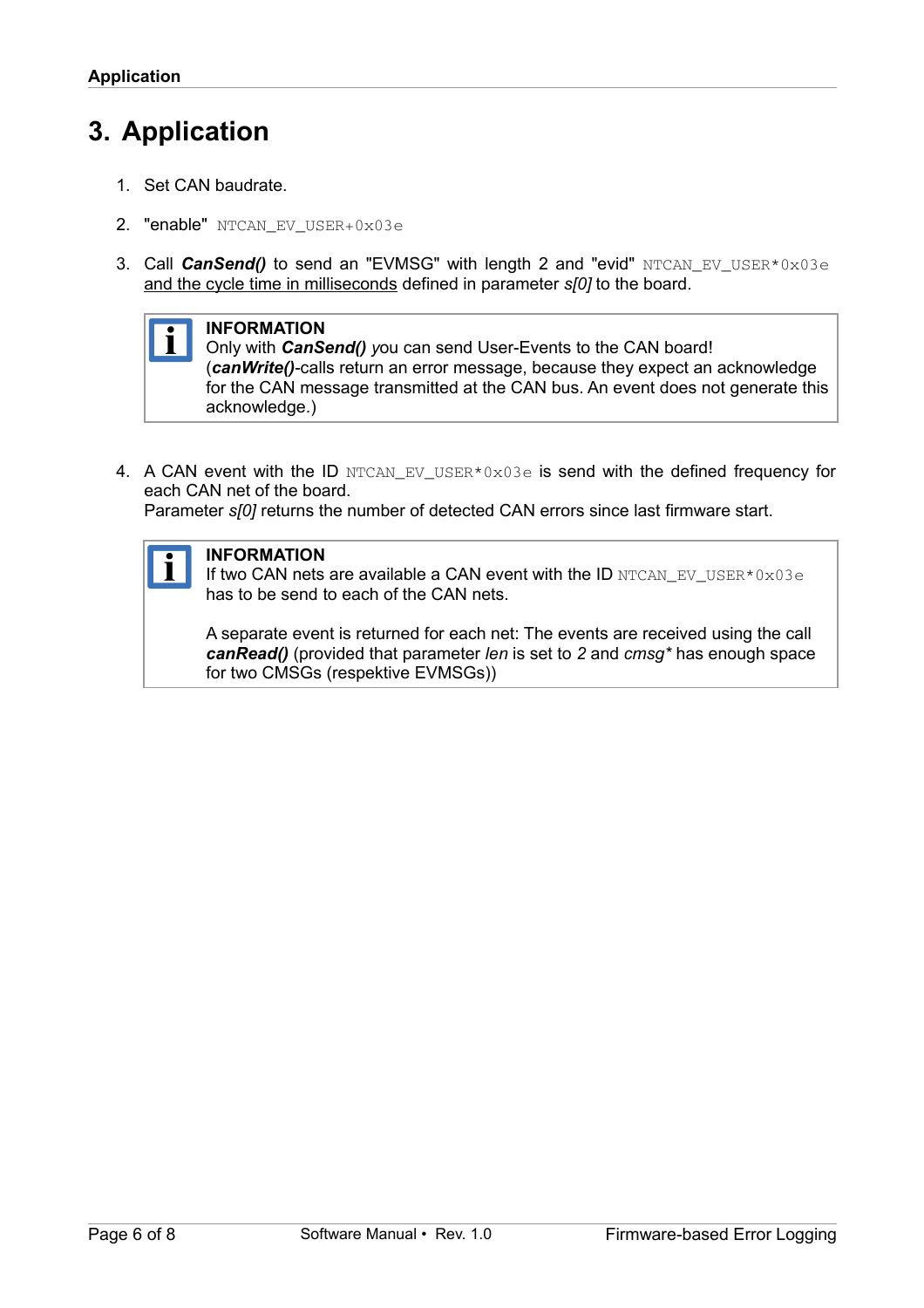# 3. Application

1. Set CAN baudrate.
2. "enable" `NTCAN_EV_USER+0x03e`
3. Call ***CanSend()*** to send an "EVMSG" with length 2 and "evid" `NTCAN_EV_USER*0x03e` <u>and the cycle time in milliseconds</u> defined in parameter *s[0]* to the board.

> **INFORMATION**
> Only with ***CanSend()*** *y*ou can send User-Events to the CAN board!
> (***canWrite()***-calls return an error message, because they expect an acknowledge for the CAN message transmitted at the CAN bus. An event does not generate this acknowledge.)

4. A CAN event with the ID `NTCAN_EV_USER*0x03e` is send with the defined frequency for each CAN net of the board.
   Parameter *s[0]* returns the number of detected CAN errors since last firmware start.

> **INFORMATION**
> If two CAN nets are available a CAN event with the ID `NTCAN_EV_USER*0x03e` has to be send to each of the CAN nets.
>
> A separate event is returned for each net: The events are received using the call ***canRead()*** (provided that parameter *len* is set to *2* and *cmsg\** has enough space for two CMSGs (respektive EVMSGs))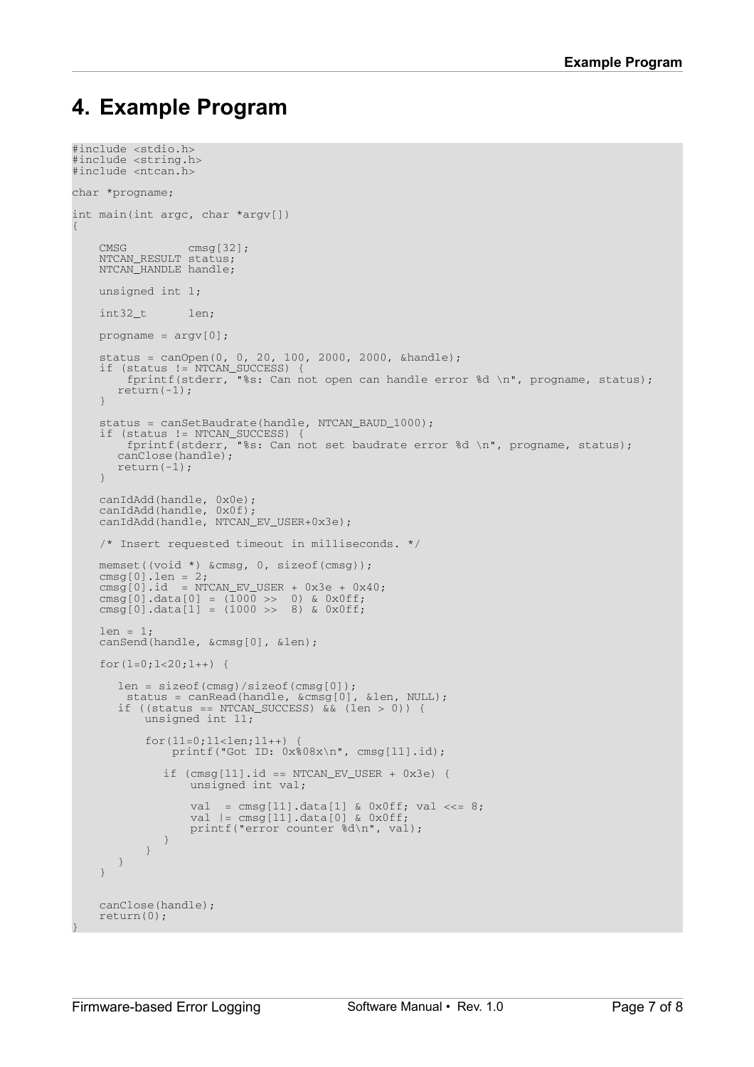# 4. Example Program

```
#include <stdio.h>
#include <string.h>
#include <ntcan.h>

char *progname;

int main(int argc, char *argv[])
{

    CMSG         cmsg[32];
    NTCAN_RESULT status;
    NTCAN_HANDLE handle;

    unsigned int l;

    int32_t      len;

    progname = argv[0];

    status = canOpen(0, 0, 20, 100, 2000, 2000, &handle);
    if (status != NTCAN_SUCCESS) {
        fprintf(stderr, "%s: Can not open can handle error %d \n", progname, status);
       return(-1);
    }

    status = canSetBaudrate(handle, NTCAN_BAUD_1000);
    if (status != NTCAN_SUCCESS) {
        fprintf(stderr, "%s: Can not set baudrate error %d \n", progname, status);
       canClose(handle);
       return(-1);
    }

    canIdAdd(handle, 0x0e);
    canIdAdd(handle, 0x0f);
    canIdAdd(handle, NTCAN_EV_USER+0x3e);

    /* Insert requested timeout in milliseconds. */

    memset((void *) &cmsg, 0, sizeof(cmsg));
    cmsg[0].len = 2;
    cmsg[0].id  = NTCAN_EV_USER + 0x3e + 0x40;
    cmsg[0].data[0] = (1000 >>  0) & 0x0ff;
    cmsg[0].data[1] = (1000 >>  8) & 0x0ff;

    len = 1;
    canSend(handle, &cmsg[0], &len);

    for(l=0;l<20;l++) {

       len = sizeof(cmsg)/sizeof(cmsg[0]);
        status = canRead(handle, &cmsg[0], &len, NULL);
       if ((status == NTCAN_SUCCESS) && (len > 0)) {
           unsigned int l1;

           for(l1=0;l1<len;l1++) {
               printf("Got ID: 0x%08x\n", cmsg[l1].id);

              if (cmsg[l1].id == NTCAN_EV_USER + 0x3e) {
                  unsigned int val;

                  val  = cmsg[l1].data[1] & 0x0ff; val <<= 8;
                  val |= cmsg[l1].data[0] & 0x0ff;
                  printf("error counter %d\n", val);
              }
           }
       }
    }


    canClose(handle);
    return(0);
}
```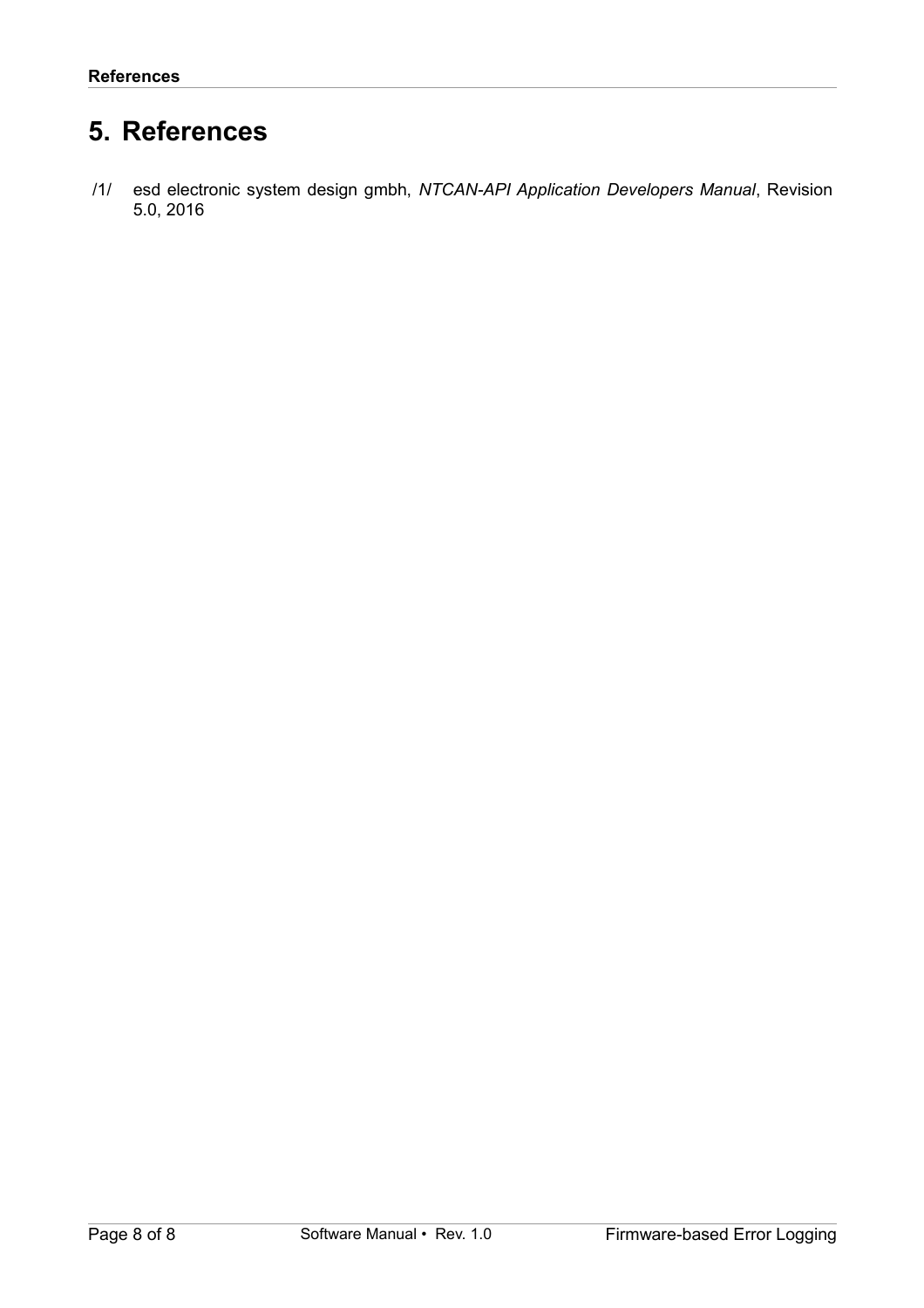# 5. References

/1/ esd electronic system design gmbh, *NTCAN-API Application Developers Manual*, Revision 5.0, 2016